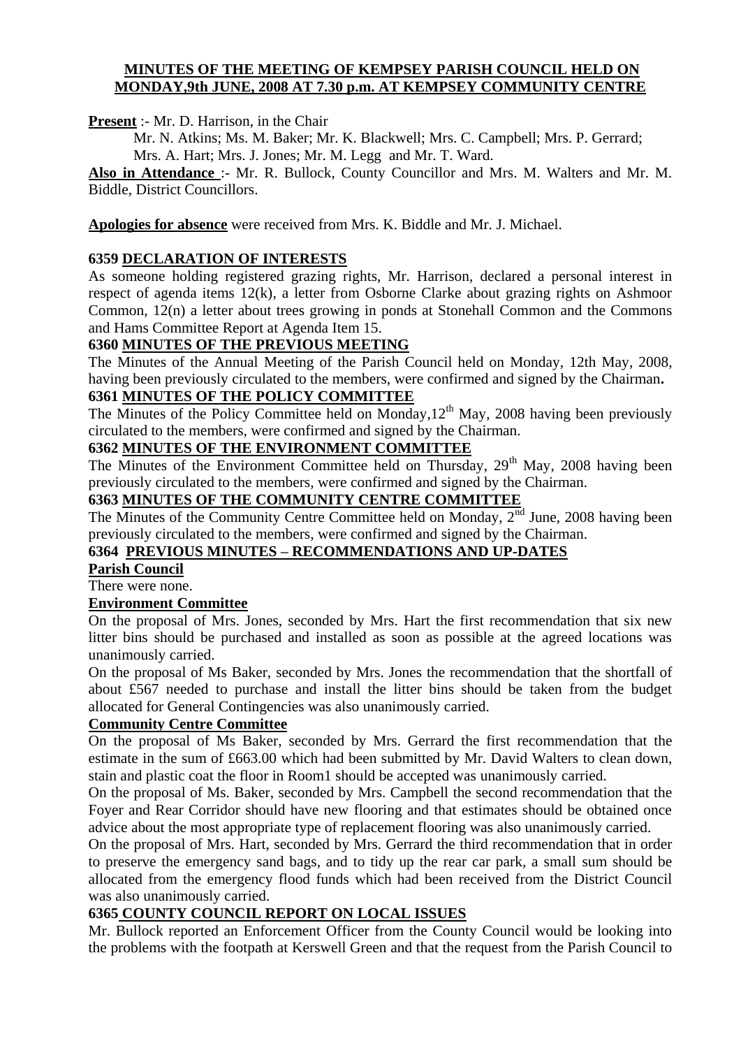# MINUTES OF THE MEETING OF KEMPSEY PARISH COUNCIL HELD ON MONDAY,9th JUNE, 2008 AT 7.30 p.m. AT KEMPSEY COMMUNITY CENTRE

**Present** :- Mr. D. Harrison, in the Chair

Mr. N. Atkins; Ms. M. Baker; Mr. K. Blackwell; Mrs. C. Campbell; Mrs. P. Gerrard; Mrs. A. Hart; Mrs. J. Jones; Mr. M. Legg and Mr. T. Ward.

**Also in Attendance** :- Mr. R. Bullock, County Councillor and Mrs. M. Walters and Mr. M. Biddle, District Councillors.

**Apologies for absence** were received from Mrs. K. Biddle and Mr. J. Michael.

## 6359 DECLARATION OF INTERESTS

As someone holding registered grazing rights, Mr. Harrison, declared a personal interest in respect of agenda items 12(k), a letter from Osborne Clarke about grazing rights on Ashmoor Common, 12(n) a letter about trees growing in ponds at Stonehall Common and the Commons and Hams Committee Report at Agenda Item 15.

## 6360 MINUTES OF THE PREVIOUS MEETING

The Minutes of the Annual Meeting of the Parish Council held on Monday, 12th May, 2008, having been previously circulated to the members, were confirmed and signed by the Chairman**.**

## 6361 MINUTES OF THE POLICY COMMITTEE

The Minutes of the Policy Committee held on Monday,12th May, 2008 having been previously circulated to the members, were confirmed and signed by the Chairman.

## 6362 MINUTES OF THE ENVIRONMENT COMMITTEE

The Minutes of the Environment Committee held on Thursday, 29th May, 2008 having been previously circulated to the members, were confirmed and signed by the Chairman.

## 6363 MINUTES OF THE COMMUNITY CENTRE COMMITTEE

The Minutes of the Community Centre Committee held on Monday, 2nd June, 2008 having been previously circulated to the members, were confirmed and signed by the Chairman.

## 6364 PREVIOUS MINUTES – RECOMMENDATIONS AND UP-DATES

### Parish Council

There were none.

### Environment Committee

On the proposal of Mrs. Jones, seconded by Mrs. Hart the first recommendation that six new litter bins should be purchased and installed as soon as possible at the agreed locations was unanimously carried.

On the proposal of Ms Baker, seconded by Mrs. Jones the recommendation that the shortfall of about £567 needed to purchase and install the litter bins should be taken from the budget allocated for General Contingencies was also unanimously carried.

### Community Centre Committee

On the proposal of Ms Baker, seconded by Mrs. Gerrard the first recommendation that the estimate in the sum of £663.00 which had been submitted by Mr. David Walters to clean down, stain and plastic coat the floor in Room1 should be accepted was unanimously carried.

On the proposal of Ms. Baker, seconded by Mrs. Campbell the second recommendation that the Foyer and Rear Corridor should have new flooring and that estimates should be obtained once advice about the most appropriate type of replacement flooring was also unanimously carried.

On the proposal of Mrs. Hart, seconded by Mrs. Gerrard the third recommendation that in order to preserve the emergency sand bags, and to tidy up the rear car park, a small sum should be allocated from the emergency flood funds which had been received from the District Council was also unanimously carried.

## 6365 COUNTY COUNCIL REPORT ON LOCAL ISSUES

Mr. Bullock reported an Enforcement Officer from the County Council would be looking into the problems with the footpath at Kerswell Green and that the request from the Parish Council to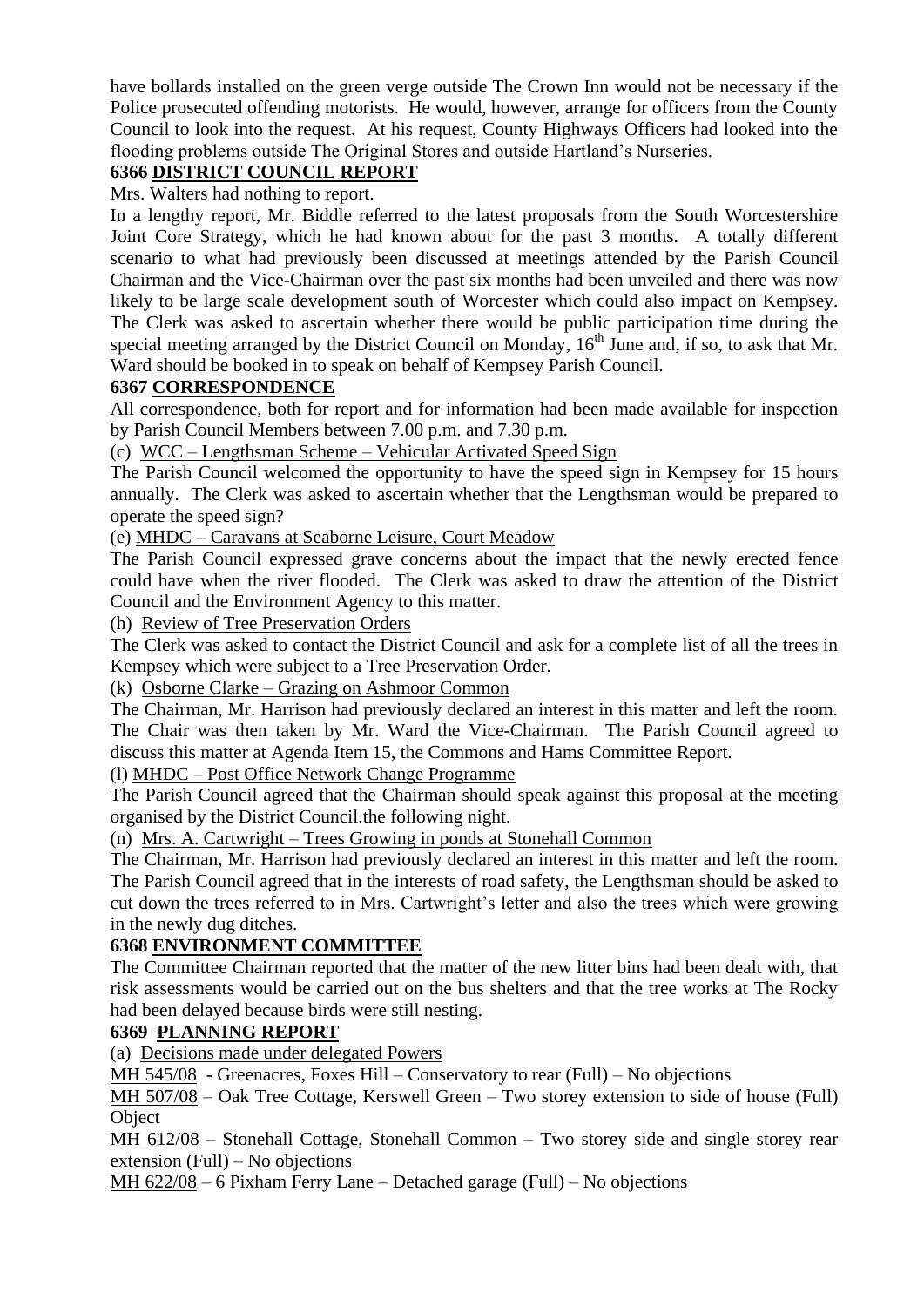have bollards installed on the green verge outside The Crown Inn would not be necessary if the Police prosecuted offending motorists. He would, however, arrange for officers from the County Council to look into the request. At his request, County Highways Officers had looked into the flooding problems outside The Original Stores and outside Hartland's Nurseries.

**6366 DISTRICT COUNCIL REPORT**

Mrs. Walters had nothing to report.

In a lengthy report, Mr. Biddle referred to the latest proposals from the South Worcestershire Joint Core Strategy, which he had known about for the past 3 months. A totally different scenario to what had previously been discussed at meetings attended by the Parish Council Chairman and the Vice-Chairman over the past six months had been unveiled and there was now likely to be large scale development south of Worcester which could also impact on Kempsey. The Clerk was asked to ascertain whether there would be public participation time during the special meeting arranged by the District Council on Monday, 16th June and, if so, to ask that Mr. Ward should be booked in to speak on behalf of Kempsey Parish Council.

**6367 CORRESPONDENCE**

All correspondence, both for report and for information had been made available for inspection by Parish Council Members between 7.00 p.m. and 7.30 p.m.

(c) WCC – Lengthsman Scheme – Vehicular Activated Speed Sign

The Parish Council welcomed the opportunity to have the speed sign in Kempsey for 15 hours annually. The Clerk was asked to ascertain whether that the Lengthsman would be prepared to operate the speed sign?

(e) MHDC – Caravans at Seaborne Leisure, Court Meadow

The Parish Council expressed grave concerns about the impact that the newly erected fence could have when the river flooded. The Clerk was asked to draw the attention of the District Council and the Environment Agency to this matter.

(h) Review of Tree Preservation Orders

The Clerk was asked to contact the District Council and ask for a complete list of all the trees in Kempsey which were subject to a Tree Preservation Order.

(k) Osborne Clarke – Grazing on Ashmoor Common

The Chairman, Mr. Harrison had previously declared an interest in this matter and left the room. The Chair was then taken by Mr. Ward the Vice-Chairman. The Parish Council agreed to discuss this matter at Agenda Item 15, the Commons and Hams Committee Report.

(l) MHDC – Post Office Network Change Programme

The Parish Council agreed that the Chairman should speak against this proposal at the meeting organised by the District Council.the following night.

(n) Mrs. A. Cartwright – Trees Growing in ponds at Stonehall Common

The Chairman, Mr. Harrison had previously declared an interest in this matter and left the room. The Parish Council agreed that in the interests of road safety, the Lengthsman should be asked to cut down the trees referred to in Mrs. Cartwright's letter and also the trees which were growing in the newly dug ditches.

**6368 ENVIRONMENT COMMITTEE**

The Committee Chairman reported that the matter of the new litter bins had been dealt with, that risk assessments would be carried out on the bus shelters and that the tree works at The Rocky had been delayed because birds were still nesting.

**6369 PLANNING REPORT**

(a) Decisions made under delegated Powers

MH 545/08 - Greenacres, Foxes Hill – Conservatory to rear (Full) – No objections

MH 507/08 – Oak Tree Cottage, Kerswell Green – Two storey extension to side of house (Full) Object

MH 612/08 – Stonehall Cottage, Stonehall Common – Two storey side and single storey rear extension (Full) – No objections

MH 622/08 – 6 Pixham Ferry Lane – Detached garage (Full) – No objections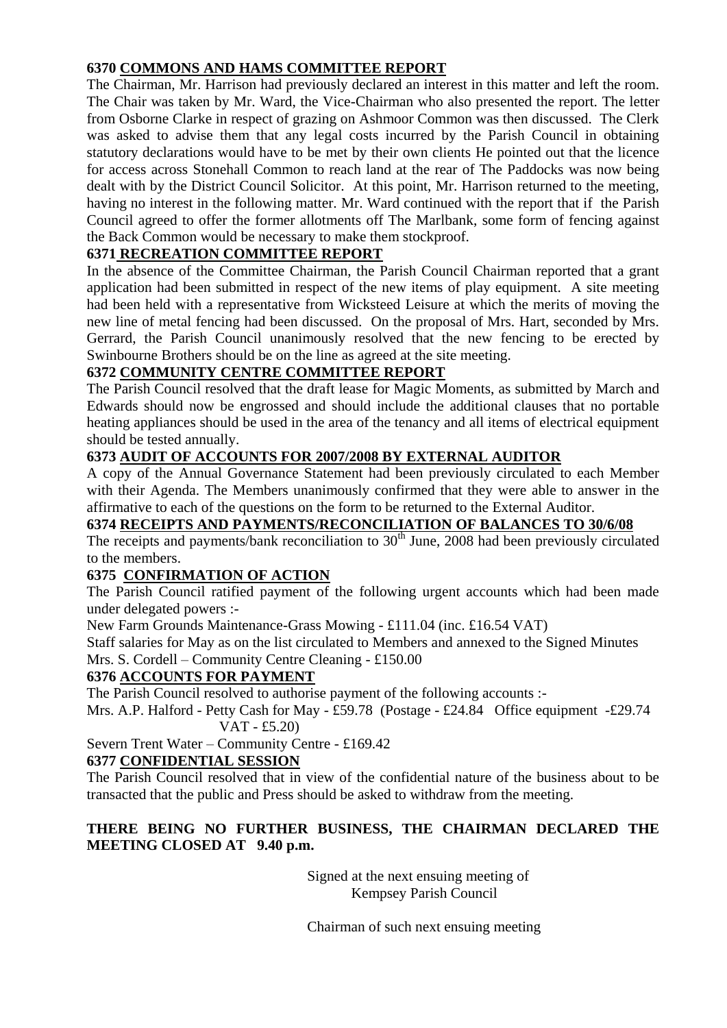### 6370 COMMONS AND HAMS COMMITTEE REPORT

The Chairman, Mr. Harrison had previously declared an interest in this matter and left the room. The Chair was taken by Mr. Ward, the Vice-Chairman who also presented the report. The letter from Osborne Clarke in respect of grazing on Ashmoor Common was then discussed. The Clerk was asked to advise them that any legal costs incurred by the Parish Council in obtaining statutory declarations would have to be met by their own clients He pointed out that the licence for access across Stonehall Common to reach land at the rear of The Paddocks was now being dealt with by the District Council Solicitor. At this point, Mr. Harrison returned to the meeting, having no interest in the following matter. Mr. Ward continued with the report that if the Parish Council agreed to offer the former allotments off The Marlbank, some form of fencing against the Back Common would be necessary to make them stockproof.

### 6371 RECREATION COMMITTEE REPORT

In the absence of the Committee Chairman, the Parish Council Chairman reported that a grant application had been submitted in respect of the new items of play equipment. A site meeting had been held with a representative from Wicksteed Leisure at which the merits of moving the new line of metal fencing had been discussed. On the proposal of Mrs. Hart, seconded by Mrs. Gerrard, the Parish Council unanimously resolved that the new fencing to be erected by Swinbourne Brothers should be on the line as agreed at the site meeting.

### 6372 COMMUNITY CENTRE COMMITTEE REPORT

The Parish Council resolved that the draft lease for Magic Moments, as submitted by March and Edwards should now be engrossed and should include the additional clauses that no portable heating appliances should be used in the area of the tenancy and all items of electrical equipment should be tested annually.

### 6373 AUDIT OF ACCOUNTS FOR 2007/2008 BY EXTERNAL AUDITOR

A copy of the Annual Governance Statement had been previously circulated to each Member with their Agenda. The Members unanimously confirmed that they were able to answer in the affirmative to each of the questions on the form to be returned to the External Auditor.

### 6374 RECEIPTS AND PAYMENTS/RECONCILIATION OF BALANCES TO 30/6/08

The receipts and payments/bank reconciliation to 30th June, 2008 had been previously circulated to the members.

### 6375 CONFIRMATION OF ACTION

The Parish Council ratified payment of the following urgent accounts which had been made under delegated powers :-

New Farm Grounds Maintenance-Grass Mowing - £111.04 (inc. £16.54 VAT)

Staff salaries for May as on the list circulated to Members and annexed to the Signed Minutes

Mrs. S. Cordell – Community Centre Cleaning - £150.00

### 6376 ACCOUNTS FOR PAYMENT

The Parish Council resolved to authorise payment of the following accounts :-

Mrs. A.P. Halford - Petty Cash for May - £59.78 (Postage - £24.84 Office equipment -£29.74 VAT - £5.20)

Severn Trent Water – Community Centre - £169.42

### 6377 CONFIDENTIAL SESSION

The Parish Council resolved that in view of the confidential nature of the business about to be transacted that the public and Press should be asked to withdraw from the meeting.

**THERE BEING NO FURTHER BUSINESS, THE CHAIRMAN DECLARED THE MEETING CLOSED AT 9.40 p.m.**

Signed at the next ensuing meeting of
Kempsey Parish Council

Chairman of such next ensuing meeting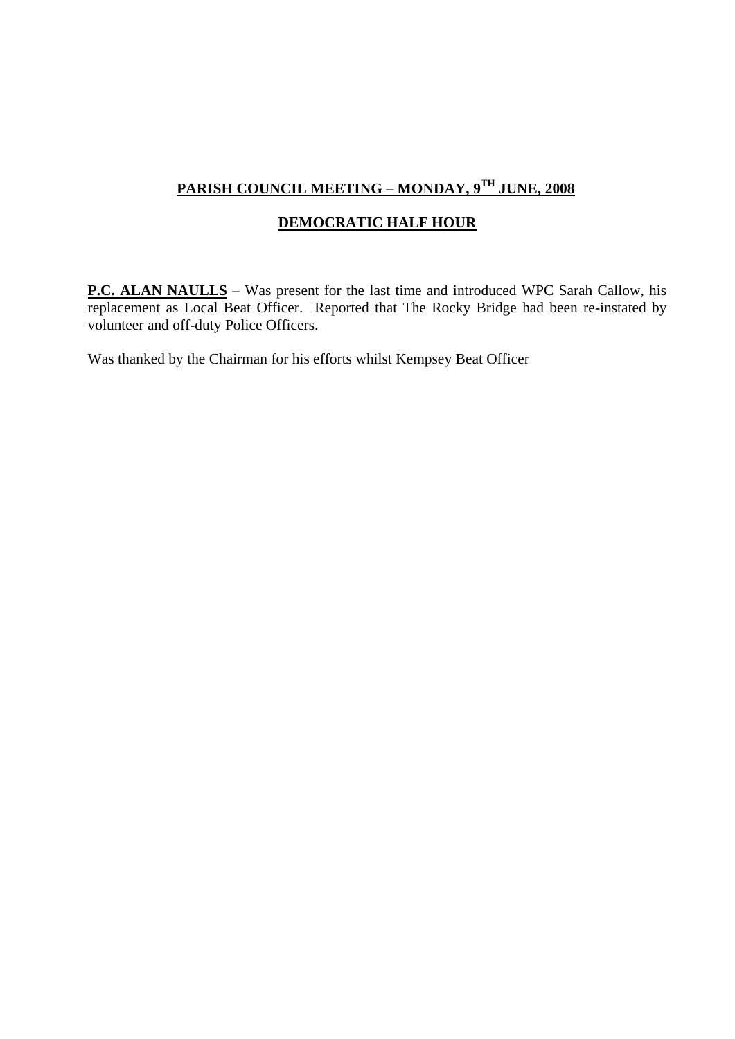## PARISH COUNCIL MEETING – MONDAY, 9TH JUNE, 2008

## DEMOCRATIC HALF HOUR

**P.C. ALAN NAULLS** – Was present for the last time and introduced WPC Sarah Callow, his replacement as Local Beat Officer. Reported that The Rocky Bridge had been re-instated by volunteer and off-duty Police Officers.

Was thanked by the Chairman for his efforts whilst Kempsey Beat Officer